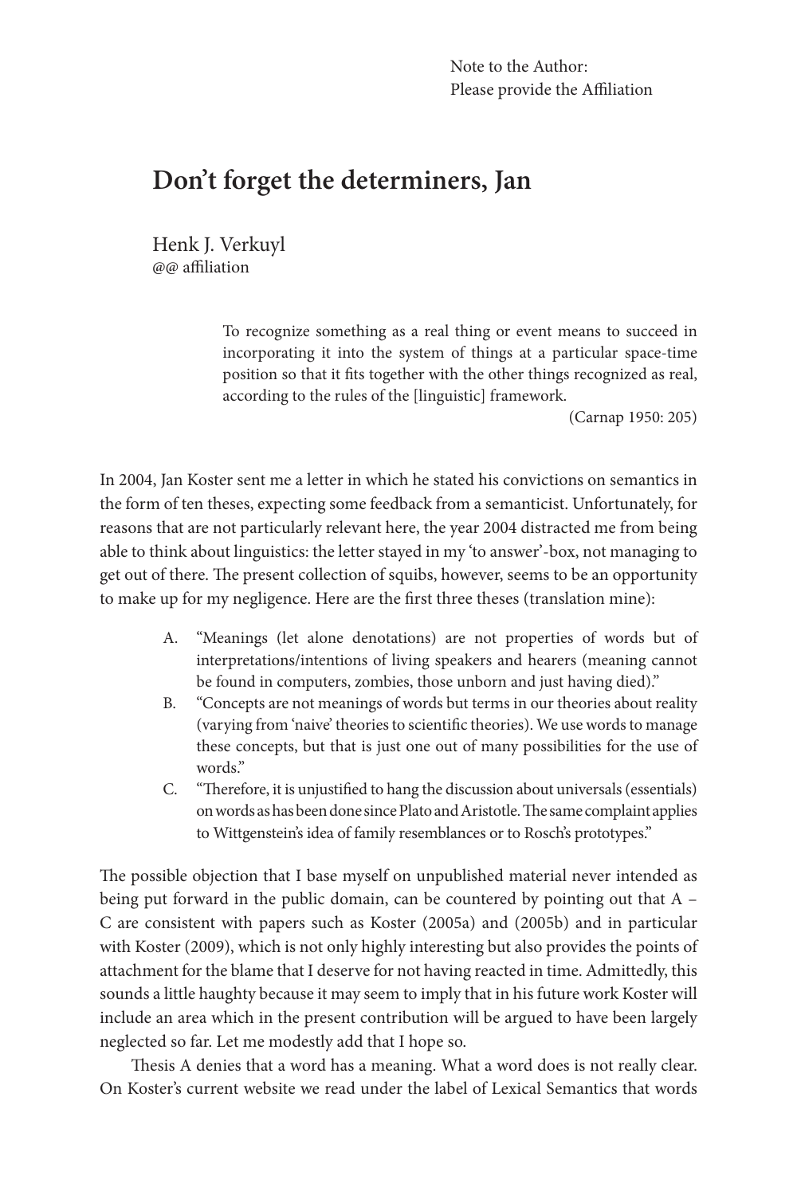Note to the Author:
Please provide the Affiliation

# Don't forget the determiners, Jan

Henk J. Verkuyl
@@ affiliation

> To recognize something as a real thing or event means to succeed in incorporating it into the system of things at a particular space-time position so that it fits together with the other things recognized as real, according to the rules of the [linguistic] framework.
>
> (Carnap 1950: 205)

In 2004, Jan Koster sent me a letter in which he stated his convictions on semantics in the form of ten theses, expecting some feedback from a semanticist. Unfortunately, for reasons that are not particularly relevant here, the year 2004 distracted me from being able to think about linguistics: the letter stayed in my 'to answer'-box, not managing to get out of there. The present collection of squibs, however, seems to be an opportunity to make up for my negligence. Here are the first three theses (translation mine):

A. "Meanings (let alone denotations) are not properties of words but of interpretations/intentions of living speakers and hearers (meaning cannot be found in computers, zombies, those unborn and just having died)."
B. "Concepts are not meanings of words but terms in our theories about reality (varying from 'naive' theories to scientific theories). We use words to manage these concepts, but that is just one out of many possibilities for the use of words."
C. "Therefore, it is unjustified to hang the discussion about universals (essentials) on words as has been done since Plato and Aristotle. The same complaint applies to Wittgenstein's idea of family resemblances or to Rosch's prototypes."

The possible objection that I base myself on unpublished material never intended as being put forward in the public domain, can be countered by pointing out that A – C are consistent with papers such as Koster (2005a) and (2005b) and in particular with Koster (2009), which is not only highly interesting but also provides the points of attachment for the blame that I deserve for not having reacted in time. Admittedly, this sounds a little haughty because it may seem to imply that in his future work Koster will include an area which in the present contribution will be argued to have been largely neglected so far. Let me modestly add that I hope so.

Thesis A denies that a word has a meaning. What a word does is not really clear. On Koster's current website we read under the label of Lexical Semantics that words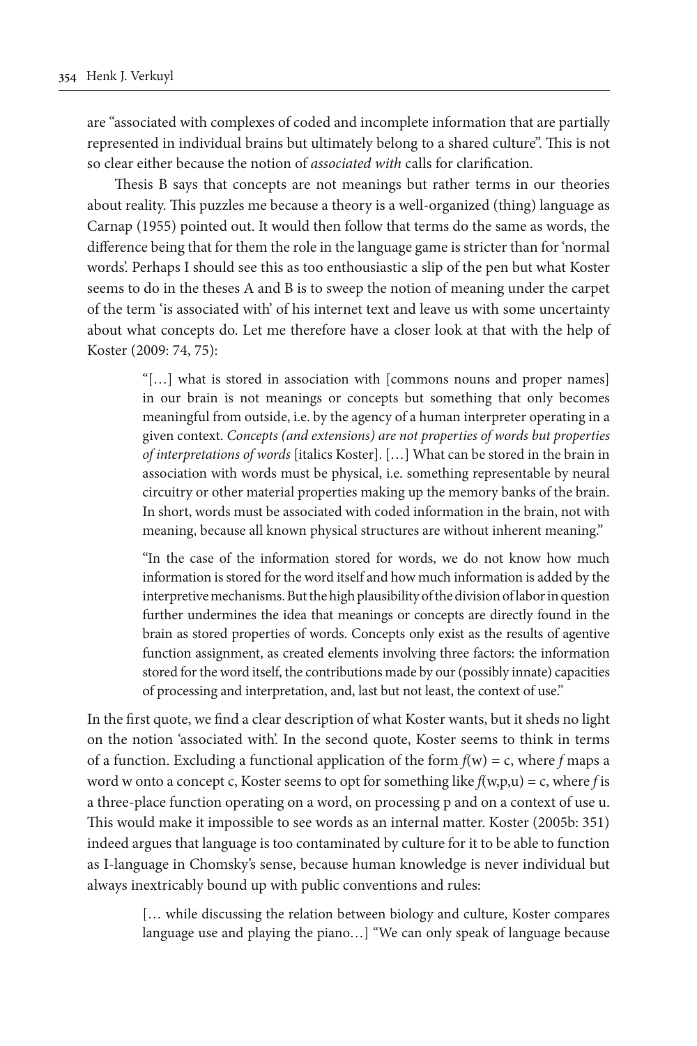are "associated with complexes of coded and incomplete information that are partially represented in individual brains but ultimately belong to a shared culture". This is not so clear either because the notion of *associated with* calls for clarification.

Thesis B says that concepts are not meanings but rather terms in our theories about reality. This puzzles me because a theory is a well-organized (thing) language as Carnap (1955) pointed out. It would then follow that terms do the same as words, the difference being that for them the role in the language game is stricter than for 'normal words'. Perhaps I should see this as too enthousiastic a slip of the pen but what Koster seems to do in the theses A and B is to sweep the notion of meaning under the carpet of the term 'is associated with' of his internet text and leave us with some uncertainty about what concepts do. Let me therefore have a closer look at that with the help of Koster (2009: 74, 75):

> "[…] what is stored in association with [commons nouns and proper names] in our brain is not meanings or concepts but something that only becomes meaningful from outside, i.e. by the agency of a human interpreter operating in a given context. *Concepts (and extensions) are not properties of words but properties of interpretations of words* [italics Koster]. […] What can be stored in the brain in association with words must be physical, i.e. something representable by neural circuitry or other material properties making up the memory banks of the brain. In short, words must be associated with coded information in the brain, not with meaning, because all known physical structures are without inherent meaning."
>
> "In the case of the information stored for words, we do not know how much information is stored for the word itself and how much information is added by the interpretive mechanisms. But the high plausibility of the division of labor in question further undermines the idea that meanings or concepts are directly found in the brain as stored properties of words. Concepts only exist as the results of agentive function assignment, as created elements involving three factors: the information stored for the word itself, the contributions made by our (possibly innate) capacities of processing and interpretation, and, last but not least, the context of use."

In the first quote, we find a clear description of what Koster wants, but it sheds no light on the notion 'associated with'. In the second quote, Koster seems to think in terms of a function. Excluding a functional application of the form $f(\mathrm{w}) = \mathrm{c}$, where $f$ maps a word w onto a concept c, Koster seems to opt for something like $f(\mathrm{w,p,u}) = \mathrm{c}$, where $f$ is a three-place function operating on a word, on processing p and on a context of use u. This would make it impossible to see words as an internal matter. Koster (2005b: 351) indeed argues that language is too contaminated by culture for it to be able to function as I-language in Chomsky's sense, because human knowledge is never individual but always inextricably bound up with public conventions and rules:

> [… while discussing the relation between biology and culture, Koster compares language use and playing the piano…] "We can only speak of language because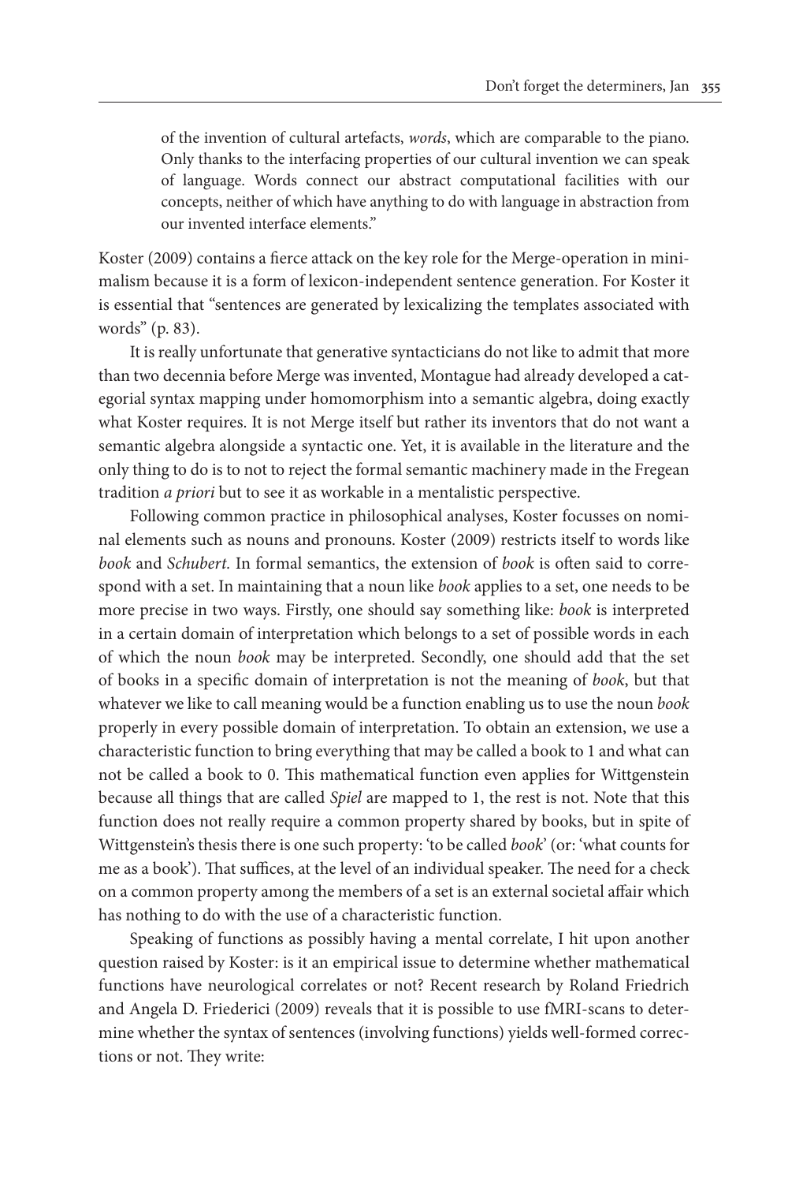> of the invention of cultural artefacts, *words*, which are comparable to the piano. Only thanks to the interfacing properties of our cultural invention we can speak of language. Words connect our abstract computational facilities with our concepts, neither of which have anything to do with language in abstraction from our invented interface elements."

Koster (2009) contains a fierce attack on the key role for the Merge-operation in minimalism because it is a form of lexicon-independent sentence generation. For Koster it is essential that "sentences are generated by lexicalizing the templates associated with words" (p. 83).

It is really unfortunate that generative syntacticians do not like to admit that more than two decennia before Merge was invented, Montague had already developed a categorial syntax mapping under homomorphism into a semantic algebra, doing exactly what Koster requires. It is not Merge itself but rather its inventors that do not want a semantic algebra alongside a syntactic one. Yet, it is available in the literature and the only thing to do is to not to reject the formal semantic machinery made in the Fregean tradition *a priori* but to see it as workable in a mentalistic perspective.

Following common practice in philosophical analyses, Koster focusses on nominal elements such as nouns and pronouns. Koster (2009) restricts itself to words like *book* and *Schubert.* In formal semantics, the extension of *book* is often said to correspond with a set. In maintaining that a noun like *book* applies to a set, one needs to be more precise in two ways. Firstly, one should say something like: *book* is interpreted in a certain domain of interpretation which belongs to a set of possible words in each of which the noun *book* may be interpreted. Secondly, one should add that the set of books in a specific domain of interpretation is not the meaning of *book*, but that whatever we like to call meaning would be a function enabling us to use the noun *book* properly in every possible domain of interpretation. To obtain an extension, we use a characteristic function to bring everything that may be called a book to 1 and what can not be called a book to 0. This mathematical function even applies for Wittgenstein because all things that are called *Spiel* are mapped to 1, the rest is not. Note that this function does not really require a common property shared by books, but in spite of Wittgenstein's thesis there is one such property: 'to be called *book*' (or: 'what counts for me as a book'). That suffices, at the level of an individual speaker. The need for a check on a common property among the members of a set is an external societal affair which has nothing to do with the use of a characteristic function.

Speaking of functions as possibly having a mental correlate, I hit upon another question raised by Koster: is it an empirical issue to determine whether mathematical functions have neurological correlates or not? Recent research by Roland Friedrich and Angela D. Friederici (2009) reveals that it is possible to use fMRI-scans to determine whether the syntax of sentences (involving functions) yields well-formed corrections or not. They write: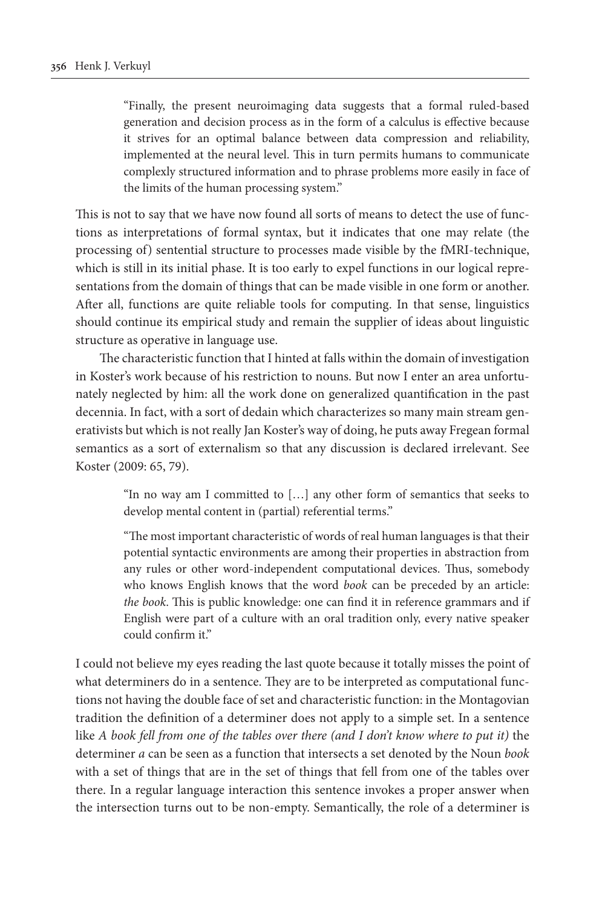> "Finally, the present neuroimaging data suggests that a formal ruled-based generation and decision process as in the form of a calculus is effective because it strives for an optimal balance between data compression and reliability, implemented at the neural level. This in turn permits humans to communicate complexly structured information and to phrase problems more easily in face of the limits of the human processing system."

This is not to say that we have now found all sorts of means to detect the use of functions as interpretations of formal syntax, but it indicates that one may relate (the processing of) sentential structure to processes made visible by the fMRI-technique, which is still in its initial phase. It is too early to expel functions in our logical representations from the domain of things that can be made visible in one form or another. After all, functions are quite reliable tools for computing. In that sense, linguistics should continue its empirical study and remain the supplier of ideas about linguistic structure as operative in language use.

The characteristic function that I hinted at falls within the domain of investigation in Koster's work because of his restriction to nouns. But now I enter an area unfortunately neglected by him: all the work done on generalized quantification in the past decennia. In fact, with a sort of dedain which characterizes so many main stream generativists but which is not really Jan Koster's way of doing, he puts away Fregean formal semantics as a sort of externalism so that any discussion is declared irrelevant. See Koster (2009: 65, 79).

> "In no way am I committed to […] any other form of semantics that seeks to develop mental content in (partial) referential terms."

> "The most important characteristic of words of real human languages is that their potential syntactic environments are among their properties in abstraction from any rules or other word-independent computational devices. Thus, somebody who knows English knows that the word *book* can be preceded by an article: *the book*. This is public knowledge: one can find it in reference grammars and if English were part of a culture with an oral tradition only, every native speaker could confirm it."

I could not believe my eyes reading the last quote because it totally misses the point of what determiners do in a sentence. They are to be interpreted as computational functions not having the double face of set and characteristic function: in the Montagovian tradition the definition of a determiner does not apply to a simple set. In a sentence like *A book fell from one of the tables over there (and I don't know where to put it)* the determiner *a* can be seen as a function that intersects a set denoted by the Noun *book* with a set of things that are in the set of things that fell from one of the tables over there. In a regular language interaction this sentence invokes a proper answer when the intersection turns out to be non-empty. Semantically, the role of a determiner is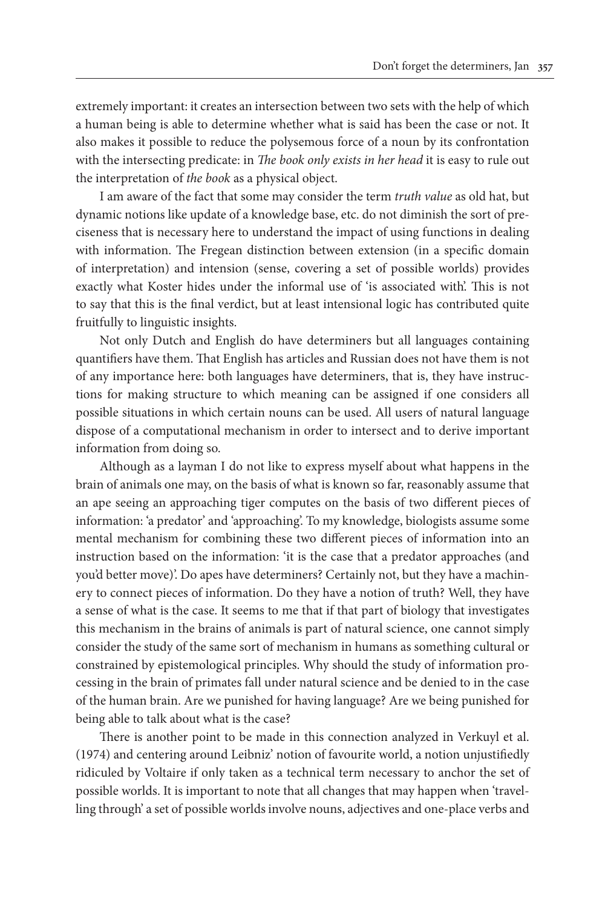extremely important: it creates an intersection between two sets with the help of which a human being is able to determine whether what is said has been the case or not. It also makes it possible to reduce the polysemous force of a noun by its confrontation with the intersecting predicate: in *The book only exists in her head* it is easy to rule out the interpretation of *the book* as a physical object.

I am aware of the fact that some may consider the term *truth value* as old hat, but dynamic notions like update of a knowledge base, etc. do not diminish the sort of preciseness that is necessary here to understand the impact of using functions in dealing with information. The Fregean distinction between extension (in a specific domain of interpretation) and intension (sense, covering a set of possible worlds) provides exactly what Koster hides under the informal use of 'is associated with'. This is not to say that this is the final verdict, but at least intensional logic has contributed quite fruitfully to linguistic insights.

Not only Dutch and English do have determiners but all languages containing quantifiers have them. That English has articles and Russian does not have them is not of any importance here: both languages have determiners, that is, they have instructions for making structure to which meaning can be assigned if one considers all possible situations in which certain nouns can be used. All users of natural language dispose of a computational mechanism in order to intersect and to derive important information from doing so.

Although as a layman I do not like to express myself about what happens in the brain of animals one may, on the basis of what is known so far, reasonably assume that an ape seeing an approaching tiger computes on the basis of two different pieces of information: 'a predator' and 'approaching'. To my knowledge, biologists assume some mental mechanism for combining these two different pieces of information into an instruction based on the information: 'it is the case that a predator approaches (and you'd better move)'. Do apes have determiners? Certainly not, but they have a machinery to connect pieces of information. Do they have a notion of truth? Well, they have a sense of what is the case. It seems to me that if that part of biology that investigates this mechanism in the brains of animals is part of natural science, one cannot simply consider the study of the same sort of mechanism in humans as something cultural or constrained by epistemological principles. Why should the study of information processing in the brain of primates fall under natural science and be denied to in the case of the human brain. Are we punished for having language? Are we being punished for being able to talk about what is the case?

There is another point to be made in this connection analyzed in Verkuyl et al. (1974) and centering around Leibniz' notion of favourite world, a notion unjustifiedly ridiculed by Voltaire if only taken as a technical term necessary to anchor the set of possible worlds. It is important to note that all changes that may happen when 'travelling through' a set of possible worlds involve nouns, adjectives and one-place verbs and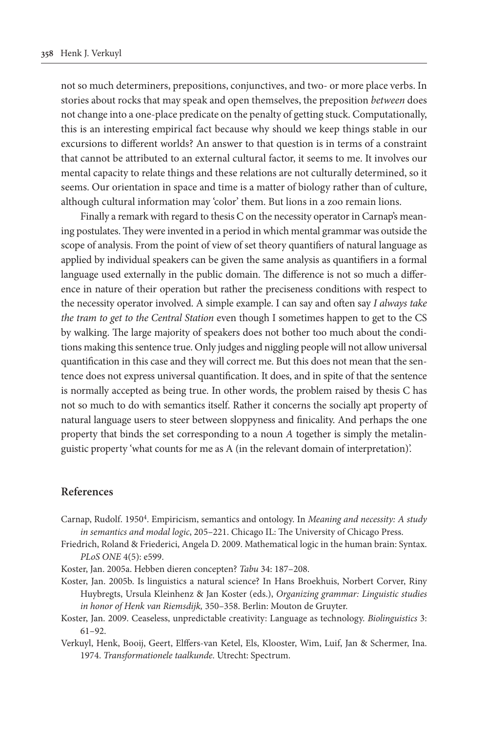not so much determiners, prepositions, conjunctives, and two- or more place verbs. In stories about rocks that may speak and open themselves, the preposition *between* does not change into a one-place predicate on the penalty of getting stuck. Computationally, this is an interesting empirical fact because why should we keep things stable in our excursions to different worlds? An answer to that question is in terms of a constraint that cannot be attributed to an external cultural factor, it seems to me. It involves our mental capacity to relate things and these relations are not culturally determined, so it seems. Our orientation in space and time is a matter of biology rather than of culture, although cultural information may 'color' them. But lions in a zoo remain lions.

Finally a remark with regard to thesis C on the necessity operator in Carnap's meaning postulates. They were invented in a period in which mental grammar was outside the scope of analysis. From the point of view of set theory quantifiers of natural language as applied by individual speakers can be given the same analysis as quantifiers in a formal language used externally in the public domain. The difference is not so much a difference in nature of their operation but rather the preciseness conditions with respect to the necessity operator involved. A simple example. I can say and often say *I always take the tram to get to the Central Station* even though I sometimes happen to get to the CS by walking. The large majority of speakers does not bother too much about the conditions making this sentence true. Only judges and niggling people will not allow universal quantification in this case and they will correct me. But this does not mean that the sentence does not express universal quantification. It does, and in spite of that the sentence is normally accepted as being true. In other words, the problem raised by thesis C has not so much to do with semantics itself. Rather it concerns the socially apt property of natural language users to steer between sloppyness and finicality. And perhaps the one property that binds the set corresponding to a noun *A* together is simply the metalinguistic property 'what counts for me as A (in the relevant domain of interpretation)'.

## References

Carnap, Rudolf. 1950[4]. Empiricism, semantics and ontology. In *Meaning and necessity: A study in semantics and modal logic*, 205–221. Chicago IL: The University of Chicago Press.

Friedrich, Roland & Friederici, Angela D. 2009. Mathematical logic in the human brain: Syntax. *PLoS ONE* 4(5): e599.

Koster, Jan. 2005a. Hebben dieren concepten? *Tabu* 34: 187–208.

Koster, Jan. 2005b. Is linguistics a natural science? In Hans Broekhuis, Norbert Corver, Riny Huybregts, Ursula Kleinhenz & Jan Koster (eds.), *Organizing grammar: Linguistic studies in honor of Henk van Riemsdijk,* 350–358. Berlin: Mouton de Gruyter.

Koster, Jan. 2009. Ceaseless, unpredictable creativity: Language as technology. *Biolinguistics* 3: 61–92.

Verkuyl, Henk, Booij, Geert, Elffers-van Ketel, Els, Klooster, Wim, Luif, Jan & Schermer, Ina. 1974. *Transformationele taalkunde*. Utrecht: Spectrum.